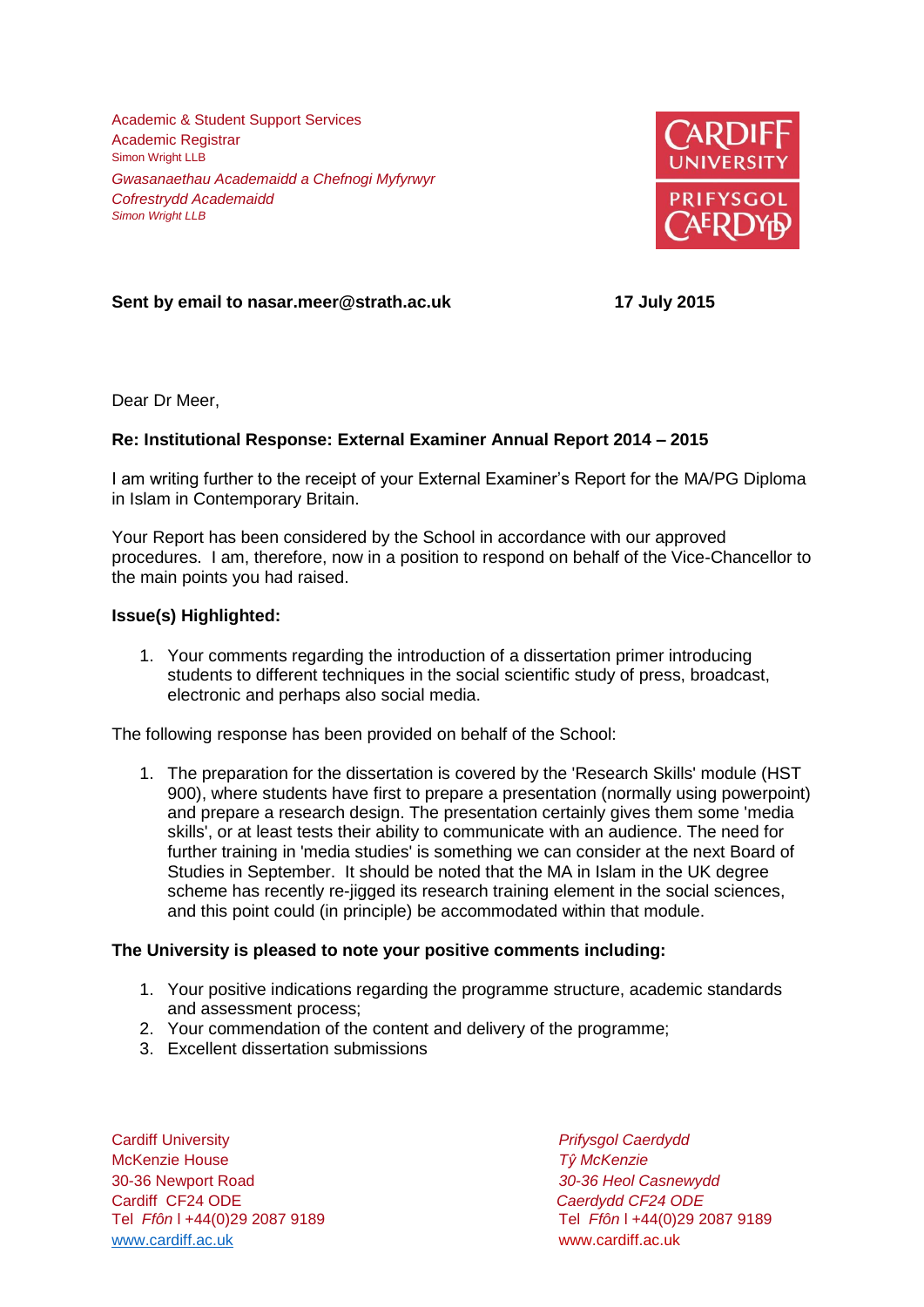Academic & Student Support Services
Academic Registrar
Simon Wright LLB

*Gwasanaethau Academaidd a Chefnogi Myfyrwyr*
*Cofrestrydd Academaidd*
*Simon Wright LLB*

**Sent by email to nasar.meer@strath.ac.uk** **17 July 2015**

Dear Dr Meer,

**Re: Institutional Response: External Examiner Annual Report 2014 – 2015**

I am writing further to the receipt of your External Examiner's Report for the MA/PG Diploma in Islam in Contemporary Britain.

Your Report has been considered by the School in accordance with our approved procedures. I am, therefore, now in a position to respond on behalf of the Vice-Chancellor to the main points you had raised.

**Issue(s) Highlighted:**

1. Your comments regarding the introduction of a dissertation primer introducing students to different techniques in the social scientific study of press, broadcast, electronic and perhaps also social media.

The following response has been provided on behalf of the School:

1. The preparation for the dissertation is covered by the 'Research Skills' module (HST 900), where students have first to prepare a presentation (normally using powerpoint) and prepare a research design. The presentation certainly gives them some 'media skills', or at least tests their ability to communicate with an audience. The need for further training in 'media studies' is something we can consider at the next Board of Studies in September. It should be noted that the MA in Islam in the UK degree scheme has recently re-jigged its research training element in the social sciences, and this point could (in principle) be accommodated within that module.

**The University is pleased to note your positive comments including:**

1. Your positive indications regarding the programme structure, academic standards and assessment process;
2. Your commendation of the content and delivery of the programme;
3. Excellent dissertation submissions

Cardiff University
McKenzie House
30-36 Newport Road
Cardiff CF24 ODE
Tel *Ffôn* l +44(0)29 2087 9189
www.cardiff.ac.uk

*Prifysgol Caerdydd*
*Tŷ McKenzie*
*30-36 Heol Casnewydd*
*Caerdydd CF24 ODE*
Tel *Ffôn* l +44(0)29 2087 9189
www.cardiff.ac.uk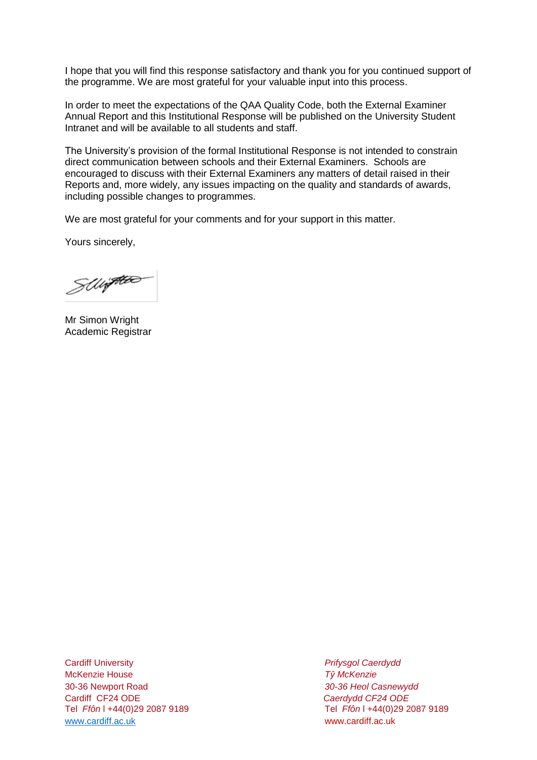I hope that you will find this response satisfactory and thank you for you continued support of the programme. We are most grateful for your valuable input into this process.

In order to meet the expectations of the QAA Quality Code, both the External Examiner Annual Report and this Institutional Response will be published on the University Student Intranet and will be available to all students and staff.

The University's provision of the formal Institutional Response is not intended to constrain direct communication between schools and their External Examiners. Schools are encouraged to discuss with their External Examiners any matters of detail raised in their Reports and, more widely, any issues impacting on the quality and standards of awards, including possible changes to programmes.

We are most grateful for your comments and for your support in this matter.

Yours sincerely,

Mr Simon Wright
Academic Registrar

Cardiff University
McKenzie House
30-36 Newport Road
Cardiff CF24 ODE
Tel *Ffôn* l +44(0)29 2087 9189
www.cardiff.ac.uk

*Prifysgol Caerdydd*
*Tŷ McKenzie*
*30-36 Heol Casnewydd*
*Caerdydd CF24 ODE*
Tel *Ffôn* l +44(0)29 2087 9189
www.cardiff.ac.uk